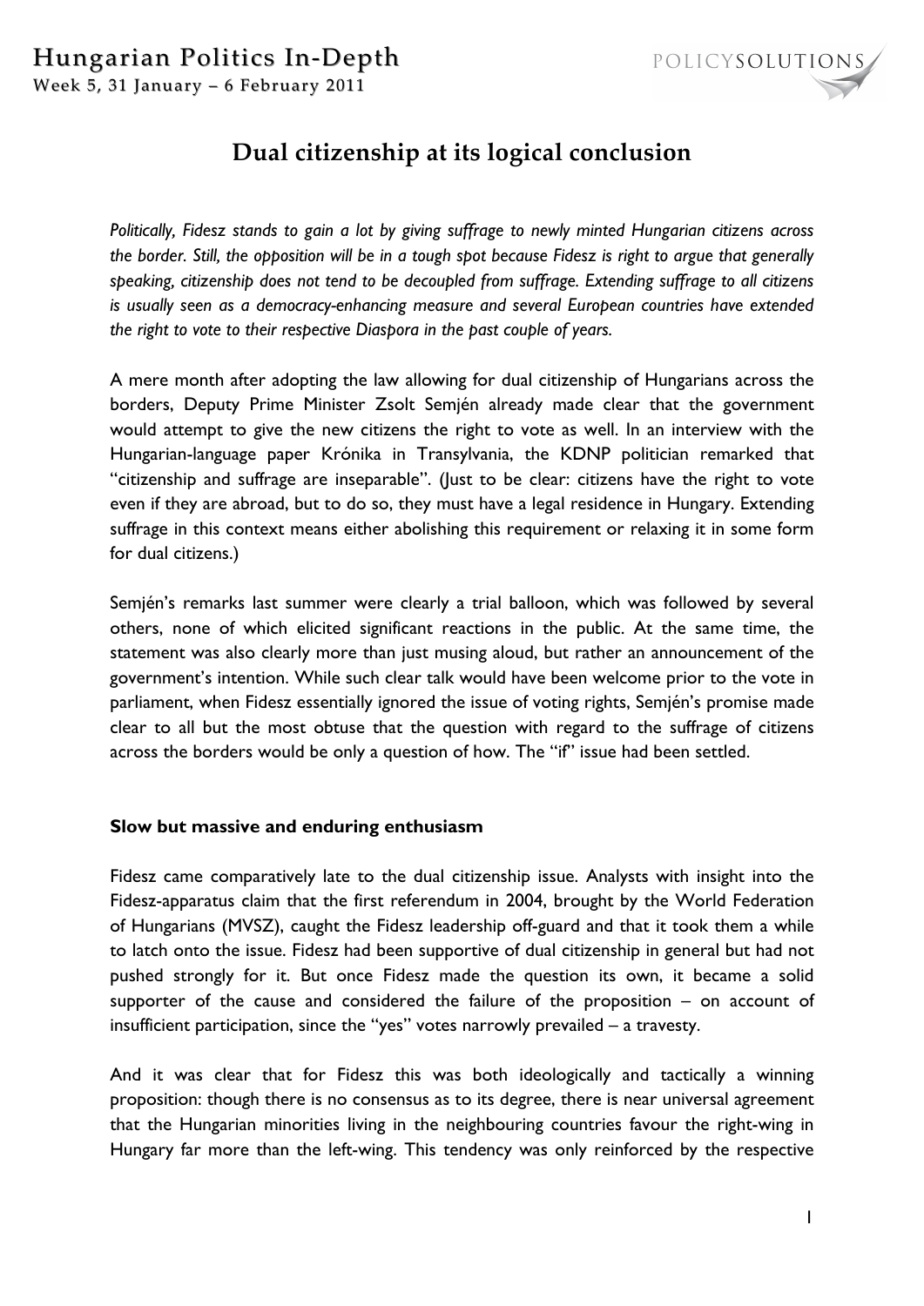# Dual citizenship at its logical conclusion

*Politically, Fidesz stands to gain a lot by giving suffrage to newly minted Hungarian citizens across the border. Still, the opposition will be in a tough spot because Fidesz is right to argue that generally speaking, citizenship does not tend to be decoupled from suffrage. Extending suffrage to all citizens is usually seen as a democracy-enhancing measure and several European countries have extended the right to vote to their respective Diaspora in the past couple of years.*

A mere month after adopting the law allowing for dual citizenship of Hungarians across the borders, Deputy Prime Minister Zsolt Semjén already made clear that the government would attempt to give the new citizens the right to vote as well. In an interview with the Hungarian-language paper Krónika in Transylvania, the KDNP politician remarked that "citizenship and suffrage are inseparable". (Just to be clear: citizens have the right to vote even if they are abroad, but to do so, they must have a legal residence in Hungary. Extending suffrage in this context means either abolishing this requirement or relaxing it in some form for dual citizens.)

Semjén's remarks last summer were clearly a trial balloon, which was followed by several others, none of which elicited significant reactions in the public. At the same time, the statement was also clearly more than just musing aloud, but rather an announcement of the government's intention. While such clear talk would have been welcome prior to the vote in parliament, when Fidesz essentially ignored the issue of voting rights, Semjén's promise made clear to all but the most obtuse that the question with regard to the suffrage of citizens across the borders would be only a question of how. The "if" issue had been settled.

**Slow but massive and enduring enthusiasm**

Fidesz came comparatively late to the dual citizenship issue. Analysts with insight into the Fidesz-apparatus claim that the first referendum in 2004, brought by the World Federation of Hungarians (MVSZ), caught the Fidesz leadership off-guard and that it took them a while to latch onto the issue. Fidesz had been supportive of dual citizenship in general but had not pushed strongly for it. But once Fidesz made the question its own, it became a solid supporter of the cause and considered the failure of the proposition – on account of insufficient participation, since the "yes" votes narrowly prevailed – a travesty.

And it was clear that for Fidesz this was both ideologically and tactically a winning proposition: though there is no consensus as to its degree, there is near universal agreement that the Hungarian minorities living in the neighbouring countries favour the right-wing in Hungary far more than the left-wing. This tendency was only reinforced by the respective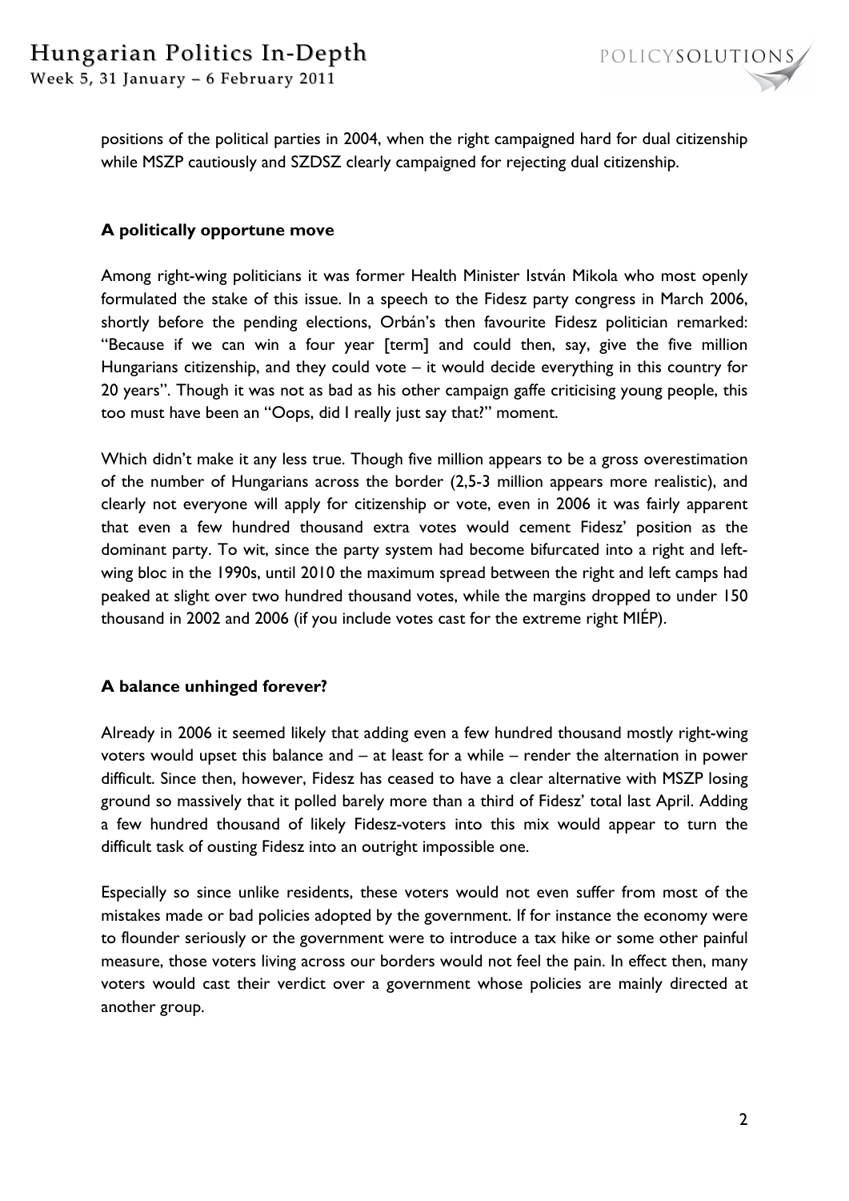positions of the political parties in 2004, when the right campaigned hard for dual citizenship while MSZP cautiously and SZDSZ clearly campaigned for rejecting dual citizenship.

## A politically opportune move

Among right-wing politicians it was former Health Minister István Mikola who most openly formulated the stake of this issue. In a speech to the Fidesz party congress in March 2006, shortly before the pending elections, Orbán's then favourite Fidesz politician remarked: "Because if we can win a four year [term] and could then, say, give the five million Hungarians citizenship, and they could vote – it would decide everything in this country for 20 years". Though it was not as bad as his other campaign gaffe criticising young people, this too must have been an "Oops, did I really just say that?" moment.

Which didn't make it any less true. Though five million appears to be a gross overestimation of the number of Hungarians across the border (2,5-3 million appears more realistic), and clearly not everyone will apply for citizenship or vote, even in 2006 it was fairly apparent that even a few hundred thousand extra votes would cement Fidesz' position as the dominant party. To wit, since the party system had become bifurcated into a right and left-wing bloc in the 1990s, until 2010 the maximum spread between the right and left camps had peaked at slight over two hundred thousand votes, while the margins dropped to under 150 thousand in 2002 and 2006 (if you include votes cast for the extreme right MIÉP).

## A balance unhinged forever?

Already in 2006 it seemed likely that adding even a few hundred thousand mostly right-wing voters would upset this balance and – at least for a while – render the alternation in power difficult. Since then, however, Fidesz has ceased to have a clear alternative with MSZP losing ground so massively that it polled barely more than a third of Fidesz' total last April. Adding a few hundred thousand of likely Fidesz-voters into this mix would appear to turn the difficult task of ousting Fidesz into an outright impossible one.

Especially so since unlike residents, these voters would not even suffer from most of the mistakes made or bad policies adopted by the government. If for instance the economy were to flounder seriously or the government were to introduce a tax hike or some other painful measure, those voters living across our borders would not feel the pain. In effect then, many voters would cast their verdict over a government whose policies are mainly directed at another group.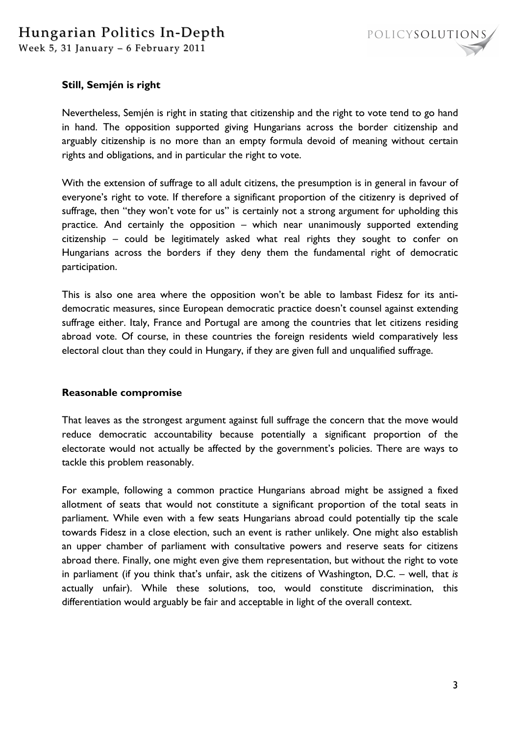**Still, Semjén is right**

Nevertheless, Semjén is right in stating that citizenship and the right to vote tend to go hand in hand. The opposition supported giving Hungarians across the border citizenship and arguably citizenship is no more than an empty formula devoid of meaning without certain rights and obligations, and in particular the right to vote.

With the extension of suffrage to all adult citizens, the presumption is in general in favour of everyone's right to vote. If therefore a significant proportion of the citizenry is deprived of suffrage, then "they won't vote for us" is certainly not a strong argument for upholding this practice. And certainly the opposition – which near unanimously supported extending citizenship – could be legitimately asked what real rights they sought to confer on Hungarians across the borders if they deny them the fundamental right of democratic participation.

This is also one area where the opposition won't be able to lambast Fidesz for its anti-democratic measures, since European democratic practice doesn't counsel against extending suffrage either. Italy, France and Portugal are among the countries that let citizens residing abroad vote. Of course, in these countries the foreign residents wield comparatively less electoral clout than they could in Hungary, if they are given full and unqualified suffrage.

**Reasonable compromise**

That leaves as the strongest argument against full suffrage the concern that the move would reduce democratic accountability because potentially a significant proportion of the electorate would not actually be affected by the government's policies. There are ways to tackle this problem reasonably.

For example, following a common practice Hungarians abroad might be assigned a fixed allotment of seats that would not constitute a significant proportion of the total seats in parliament. While even with a few seats Hungarians abroad could potentially tip the scale towards Fidesz in a close election, such an event is rather unlikely. One might also establish an upper chamber of parliament with consultative powers and reserve seats for citizens abroad there. Finally, one might even give them representation, but without the right to vote in parliament (if you think that's unfair, ask the citizens of Washington, D.C. – well, that *is* actually unfair). While these solutions, too, would constitute discrimination, this differentiation would arguably be fair and acceptable in light of the overall context.